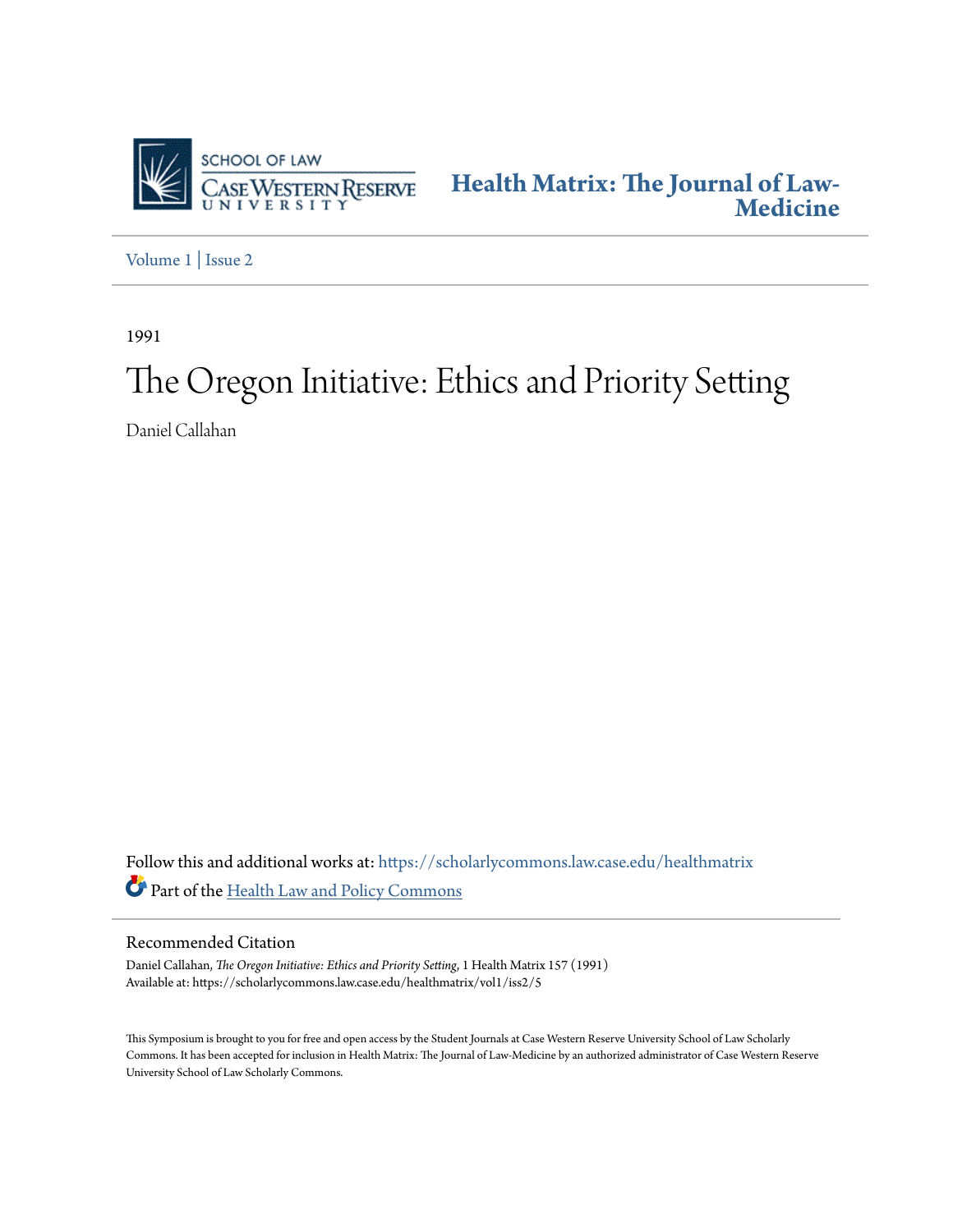SCHOOL OF LAW
CASE WESTERN RESERVE
UNIVERSITY

**Health Matrix: The Journal of Law-Medicine**

Volume 1 | Issue 2

1991

# The Oregon Initiative: Ethics and Priority Setting

Daniel Callahan

Follow this and additional works at: https://scholarlycommons.law.case.edu/healthmatrix

Part of the Health Law and Policy Commons

## Recommended Citation

Daniel Callahan, *The Oregon Initiative: Ethics and Priority Setting*, 1 Health Matrix 157 (1991)
Available at: https://scholarlycommons.law.case.edu/healthmatrix/vol1/iss2/5

This Symposium is brought to you for free and open access by the Student Journals at Case Western Reserve University School of Law Scholarly Commons. It has been accepted for inclusion in Health Matrix: The Journal of Law-Medicine by an authorized administrator of Case Western Reserve University School of Law Scholarly Commons.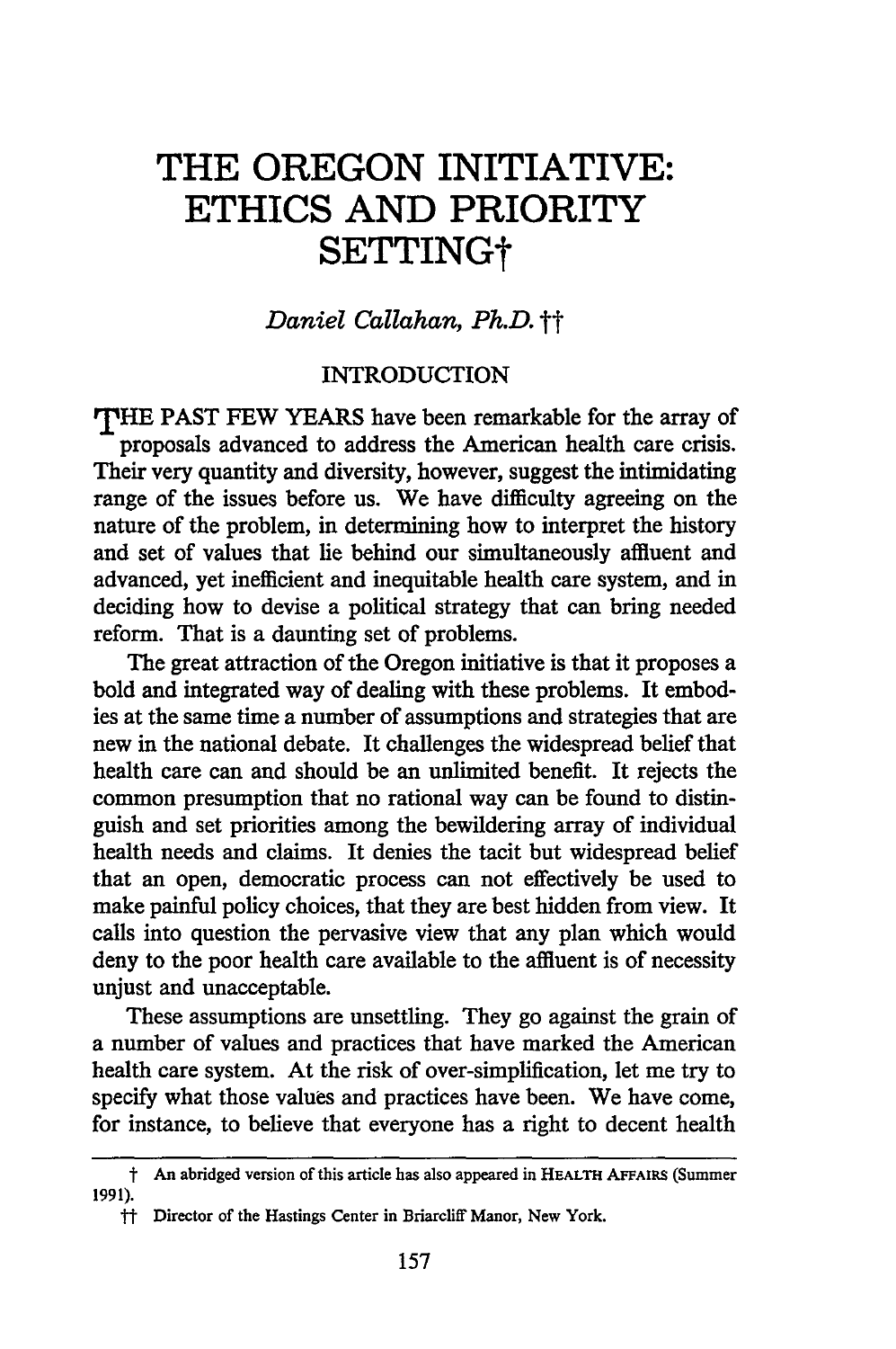# THE OREGON INITIATIVE: ETHICS AND PRIORITY SETTING†

*Daniel Callahan, Ph.D.* ††

## INTRODUCTION

THE PAST FEW YEARS have been remarkable for the array of proposals advanced to address the American health care crisis. Their very quantity and diversity, however, suggest the intimidating range of the issues before us. We have difficulty agreeing on the nature of the problem, in determining how to interpret the history and set of values that lie behind our simultaneously affluent and advanced, yet inefficient and inequitable health care system, and in deciding how to devise a political strategy that can bring needed reform. That is a daunting set of problems.

The great attraction of the Oregon initiative is that it proposes a bold and integrated way of dealing with these problems. It embodies at the same time a number of assumptions and strategies that are new in the national debate. It challenges the widespread belief that health care can and should be an unlimited benefit. It rejects the common presumption that no rational way can be found to distinguish and set priorities among the bewildering array of individual health needs and claims. It denies the tacit but widespread belief that an open, democratic process can not effectively be used to make painful policy choices, that they are best hidden from view. It calls into question the pervasive view that any plan which would deny to the poor health care available to the affluent is of necessity unjust and unacceptable.

These assumptions are unsettling. They go against the grain of a number of values and practices that have marked the American health care system. At the risk of over-simplification, let me try to specify what those values and practices have been. We have come, for instance, to believe that everyone has a right to decent health

---

† An abridged version of this article has also appeared in HEALTH AFFAIRS (Summer 1991).

†† Director of the Hastings Center in Briarcliff Manor, New York.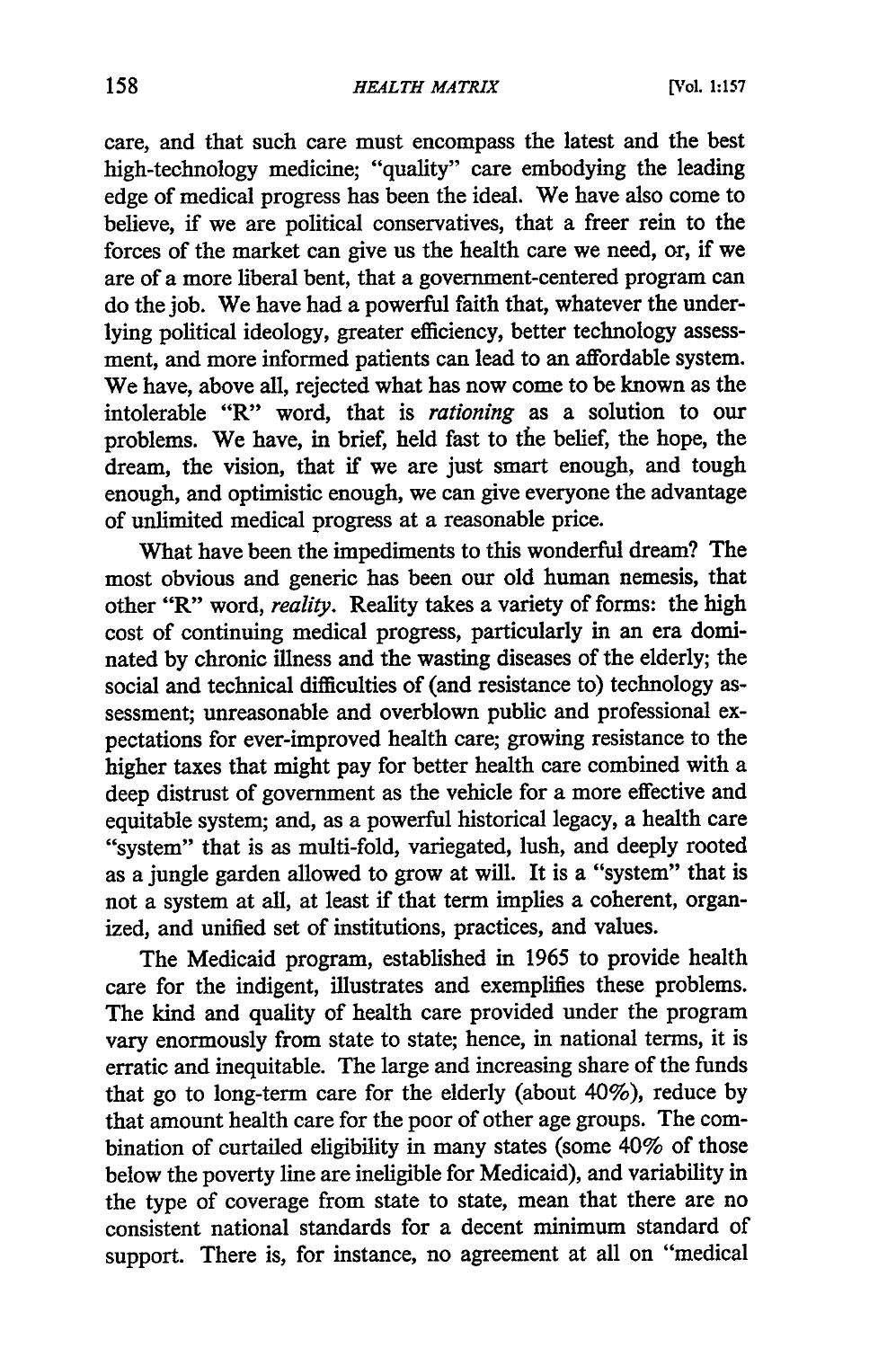care, and that such care must encompass the latest and the best high-technology medicine; "quality" care embodying the leading edge of medical progress has been the ideal. We have also come to believe, if we are political conservatives, that a freer rein to the forces of the market can give us the health care we need, or, if we are of a more liberal bent, that a government-centered program can do the job. We have had a powerful faith that, whatever the underlying political ideology, greater efficiency, better technology assessment, and more informed patients can lead to an affordable system. We have, above all, rejected what has now come to be known as the intolerable "R" word, that is *rationing* as a solution to our problems. We have, in brief, held fast to the belief, the hope, the dream, the vision, that if we are just smart enough, and tough enough, and optimistic enough, we can give everyone the advantage of unlimited medical progress at a reasonable price.

What have been the impediments to this wonderful dream? The most obvious and generic has been our old human nemesis, that other "R" word, *reality*. Reality takes a variety of forms: the high cost of continuing medical progress, particularly in an era dominated by chronic illness and the wasting diseases of the elderly; the social and technical difficulties of (and resistance to) technology assessment; unreasonable and overblown public and professional expectations for ever-improved health care; growing resistance to the higher taxes that might pay for better health care combined with a deep distrust of government as the vehicle for a more effective and equitable system; and, as a powerful historical legacy, a health care "system" that is as multi-fold, variegated, lush, and deeply rooted as a jungle garden allowed to grow at will. It is a "system" that is not a system at all, at least if that term implies a coherent, organized, and unified set of institutions, practices, and values.

The Medicaid program, established in 1965 to provide health care for the indigent, illustrates and exemplifies these problems. The kind and quality of health care provided under the program vary enormously from state to state; hence, in national terms, it is erratic and inequitable. The large and increasing share of the funds that go to long-term care for the elderly (about 40%), reduce by that amount health care for the poor of other age groups. The combination of curtailed eligibility in many states (some 40% of those below the poverty line are ineligible for Medicaid), and variability in the type of coverage from state to state, mean that there are no consistent national standards for a decent minimum standard of support. There is, for instance, no agreement at all on "medical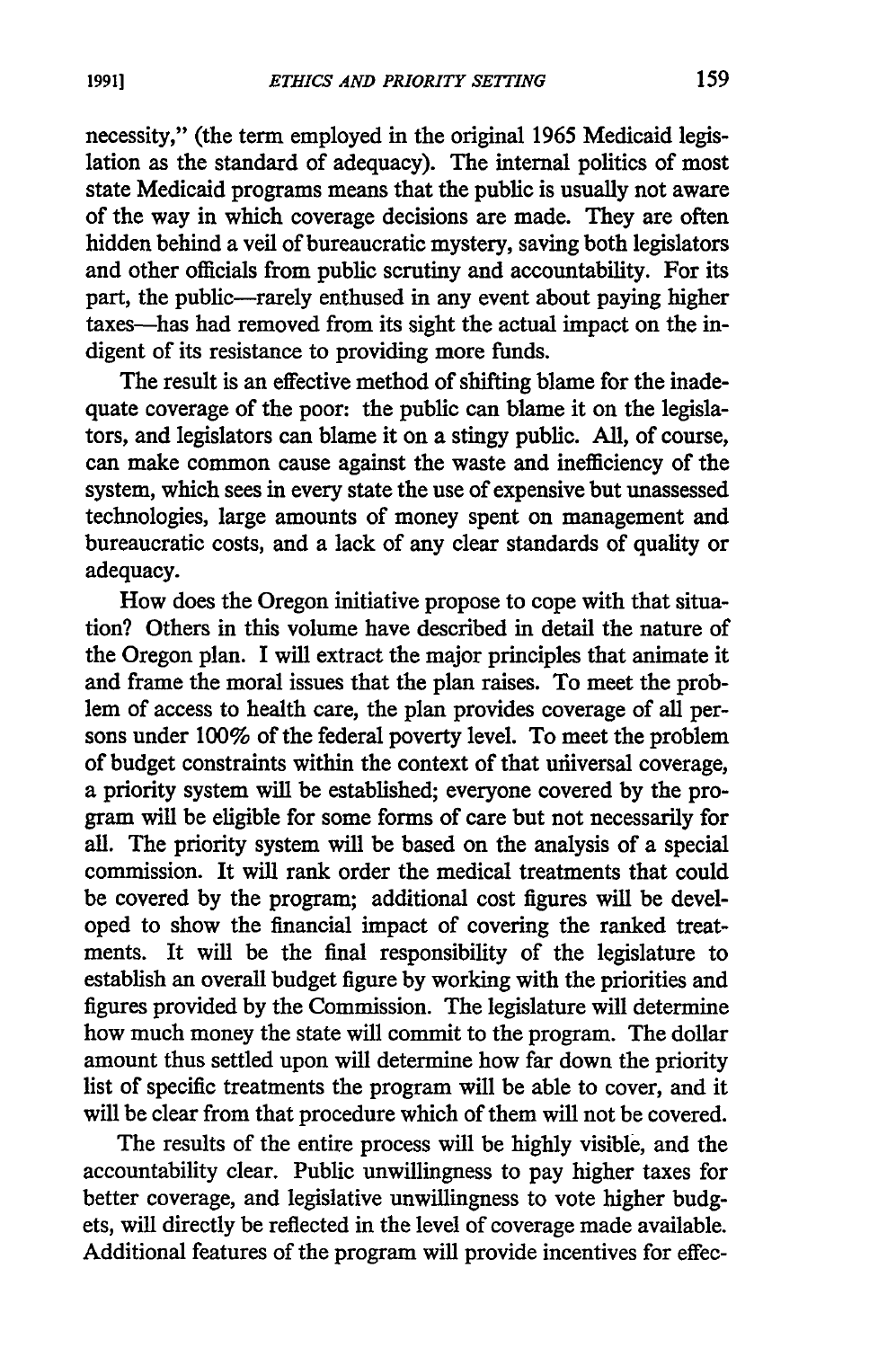necessity," (the term employed in the original 1965 Medicaid legislation as the standard of adequacy). The internal politics of most state Medicaid programs means that the public is usually not aware of the way in which coverage decisions are made. They are often hidden behind a veil of bureaucratic mystery, saving both legislators and other officials from public scrutiny and accountability. For its part, the public—rarely enthused in any event about paying higher taxes—has had removed from its sight the actual impact on the indigent of its resistance to providing more funds.

The result is an effective method of shifting blame for the inadequate coverage of the poor: the public can blame it on the legislators, and legislators can blame it on a stingy public. All, of course, can make common cause against the waste and inefficiency of the system, which sees in every state the use of expensive but unassessed technologies, large amounts of money spent on management and bureaucratic costs, and a lack of any clear standards of quality or adequacy.

How does the Oregon initiative propose to cope with that situation? Others in this volume have described in detail the nature of the Oregon plan. I will extract the major principles that animate it and frame the moral issues that the plan raises. To meet the problem of access to health care, the plan provides coverage of all persons under 100% of the federal poverty level. To meet the problem of budget constraints within the context of that universal coverage, a priority system will be established; everyone covered by the program will be eligible for some forms of care but not necessarily for all. The priority system will be based on the analysis of a special commission. It will rank order the medical treatments that could be covered by the program; additional cost figures will be developed to show the financial impact of covering the ranked treatments. It will be the final responsibility of the legislature to establish an overall budget figure by working with the priorities and figures provided by the Commission. The legislature will determine how much money the state will commit to the program. The dollar amount thus settled upon will determine how far down the priority list of specific treatments the program will be able to cover, and it will be clear from that procedure which of them will not be covered.

The results of the entire process will be highly visible, and the accountability clear. Public unwillingness to pay higher taxes for better coverage, and legislative unwillingness to vote higher budgets, will directly be reflected in the level of coverage made available. Additional features of the program will provide incentives for effec-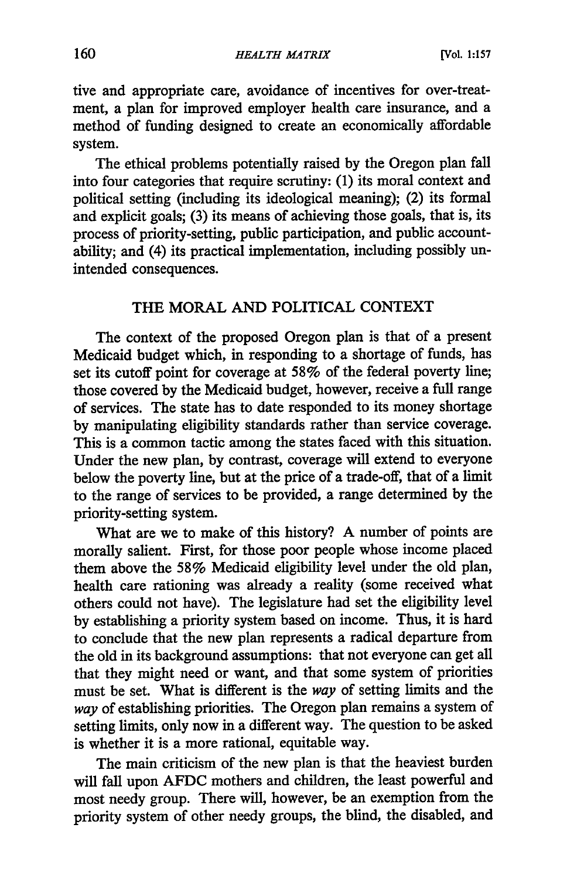tive and appropriate care, avoidance of incentives for over-treatment, a plan for improved employer health care insurance, and a method of funding designed to create an economically affordable system.

The ethical problems potentially raised by the Oregon plan fall into four categories that require scrutiny: (1) its moral context and political setting (including its ideological meaning); (2) its formal and explicit goals; (3) its means of achieving those goals, that is, its process of priority-setting, public participation, and public accountability; and (4) its practical implementation, including possibly unintended consequences.

## THE MORAL AND POLITICAL CONTEXT

The context of the proposed Oregon plan is that of a present Medicaid budget which, in responding to a shortage of funds, has set its cutoff point for coverage at 58% of the federal poverty line; those covered by the Medicaid budget, however, receive a full range of services. The state has to date responded to its money shortage by manipulating eligibility standards rather than service coverage. This is a common tactic among the states faced with this situation. Under the new plan, by contrast, coverage will extend to everyone below the poverty line, but at the price of a trade-off, that of a limit to the range of services to be provided, a range determined by the priority-setting system.

What are we to make of this history? A number of points are morally salient. First, for those poor people whose income placed them above the 58% Medicaid eligibility level under the old plan, health care rationing was already a reality (some received what others could not have). The legislature had set the eligibility level by establishing a priority system based on income. Thus, it is hard to conclude that the new plan represents a radical departure from the old in its background assumptions: that not everyone can get all that they might need or want, and that some system of priorities must be set. What is different is the *way* of setting limits and the *way* of establishing priorities. The Oregon plan remains a system of setting limits, only now in a different way. The question to be asked is whether it is a more rational, equitable way.

The main criticism of the new plan is that the heaviest burden will fall upon AFDC mothers and children, the least powerful and most needy group. There will, however, be an exemption from the priority system of other needy groups, the blind, the disabled, and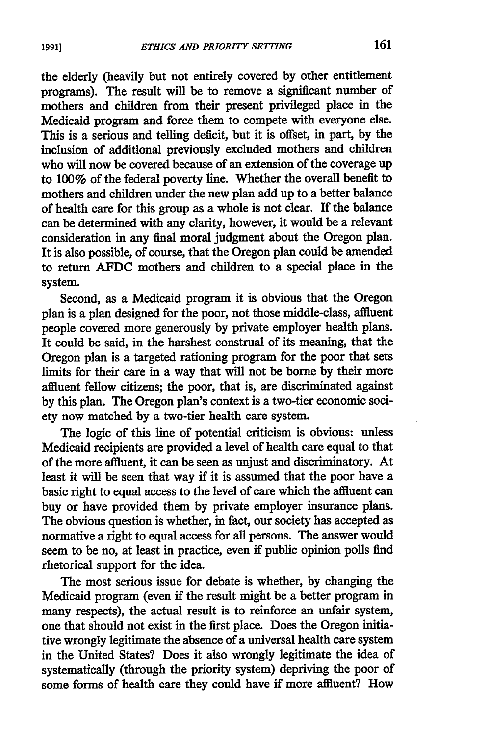the elderly (heavily but not entirely covered by other entitlement programs). The result will be to remove a significant number of mothers and children from their present privileged place in the Medicaid program and force them to compete with everyone else. This is a serious and telling deficit, but it is offset, in part, by the inclusion of additional previously excluded mothers and children who will now be covered because of an extension of the coverage up to 100% of the federal poverty line. Whether the overall benefit to mothers and children under the new plan add up to a better balance of health care for this group as a whole is not clear. If the balance can be determined with any clarity, however, it would be a relevant consideration in any final moral judgment about the Oregon plan. It is also possible, of course, that the Oregon plan could be amended to return AFDC mothers and children to a special place in the system.

Second, as a Medicaid program it is obvious that the Oregon plan is a plan designed for the poor, not those middle-class, affluent people covered more generously by private employer health plans. It could be said, in the harshest construal of its meaning, that the Oregon plan is a targeted rationing program for the poor that sets limits for their care in a way that will not be borne by their more affluent fellow citizens; the poor, that is, are discriminated against by this plan. The Oregon plan's context is a two-tier economic society now matched by a two-tier health care system.

The logic of this line of potential criticism is obvious: unless Medicaid recipients are provided a level of health care equal to that of the more affluent, it can be seen as unjust and discriminatory. At least it will be seen that way if it is assumed that the poor have a basic right to equal access to the level of care which the affluent can buy or have provided them by private employer insurance plans. The obvious question is whether, in fact, our society has accepted as normative a right to equal access for all persons. The answer would seem to be no, at least in practice, even if public opinion polls find rhetorical support for the idea.

The most serious issue for debate is whether, by changing the Medicaid program (even if the result might be a better program in many respects), the actual result is to reinforce an unfair system, one that should not exist in the first place. Does the Oregon initiative wrongly legitimate the absence of a universal health care system in the United States? Does it also wrongly legitimate the idea of systematically (through the priority system) depriving the poor of some forms of health care they could have if more affluent? How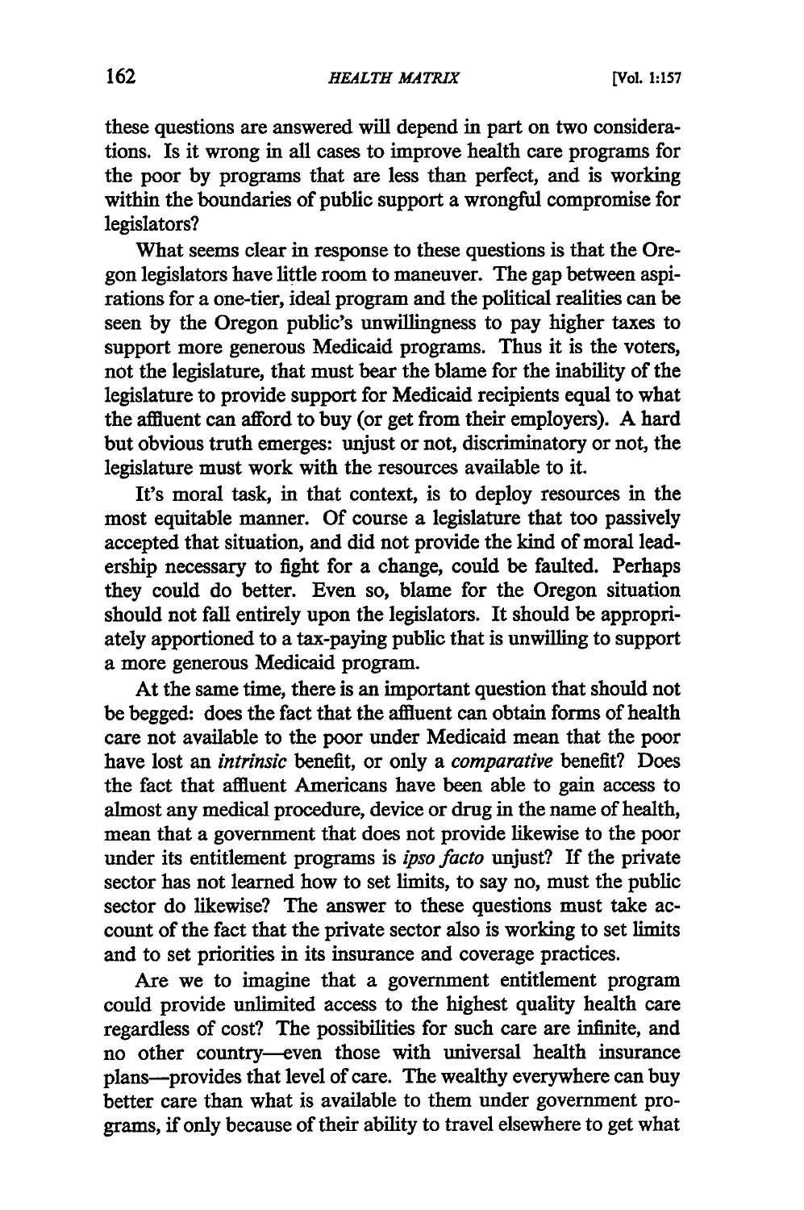these questions are answered will depend in part on two considerations. Is it wrong in all cases to improve health care programs for the poor by programs that are less than perfect, and is working within the boundaries of public support a wrongful compromise for legislators?

What seems clear in response to these questions is that the Oregon legislators have little room to maneuver. The gap between aspirations for a one-tier, ideal program and the political realities can be seen by the Oregon public's unwillingness to pay higher taxes to support more generous Medicaid programs. Thus it is the voters, not the legislature, that must bear the blame for the inability of the legislature to provide support for Medicaid recipients equal to what the affluent can afford to buy (or get from their employers). A hard but obvious truth emerges: unjust or not, discriminatory or not, the legislature must work with the resources available to it.

It's moral task, in that context, is to deploy resources in the most equitable manner. Of course a legislature that too passively accepted that situation, and did not provide the kind of moral leadership necessary to fight for a change, could be faulted. Perhaps they could do better. Even so, blame for the Oregon situation should not fall entirely upon the legislators. It should be appropriately apportioned to a tax-paying public that is unwilling to support a more generous Medicaid program.

At the same time, there is an important question that should not be begged: does the fact that the affluent can obtain forms of health care not available to the poor under Medicaid mean that the poor have lost an *intrinsic* benefit, or only a *comparative* benefit? Does the fact that affluent Americans have been able to gain access to almost any medical procedure, device or drug in the name of health, mean that a government that does not provide likewise to the poor under its entitlement programs is *ipso facto* unjust? If the private sector has not learned how to set limits, to say no, must the public sector do likewise? The answer to these questions must take account of the fact that the private sector also is working to set limits and to set priorities in its insurance and coverage practices.

Are we to imagine that a government entitlement program could provide unlimited access to the highest quality health care regardless of cost? The possibilities for such care are infinite, and no other country—even those with universal health insurance plans—provides that level of care. The wealthy everywhere can buy better care than what is available to them under government programs, if only because of their ability to travel elsewhere to get what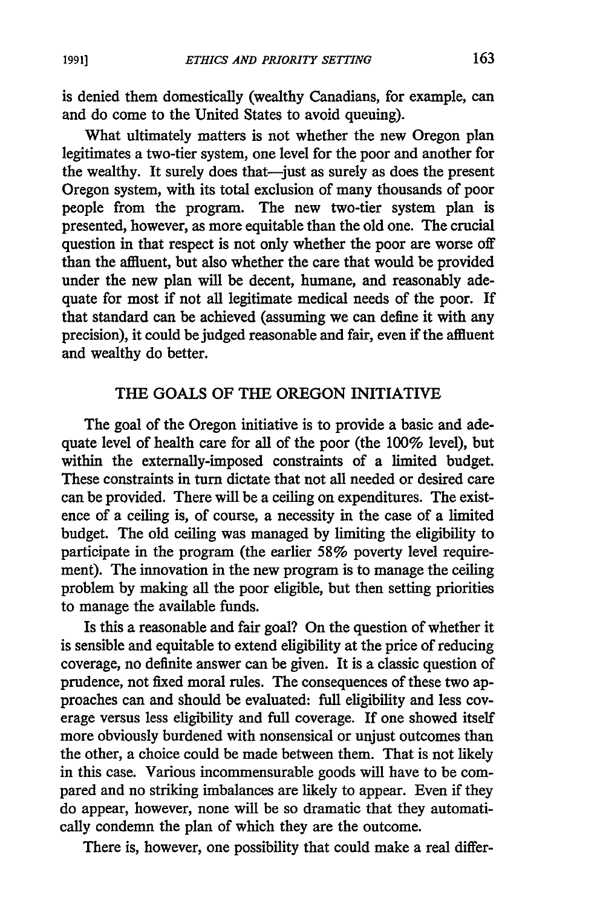is denied them domestically (wealthy Canadians, for example, can and do come to the United States to avoid queuing).

What ultimately matters is not whether the new Oregon plan legitimates a two-tier system, one level for the poor and another for the wealthy. It surely does that—just as surely as does the present Oregon system, with its total exclusion of many thousands of poor people from the program. The new two-tier system plan is presented, however, as more equitable than the old one. The crucial question in that respect is not only whether the poor are worse off than the affluent, but also whether the care that would be provided under the new plan will be decent, humane, and reasonably adequate for most if not all legitimate medical needs of the poor. If that standard can be achieved (assuming we can define it with any precision), it could be judged reasonable and fair, even if the affluent and wealthy do better.

## THE GOALS OF THE OREGON INITIATIVE

The goal of the Oregon initiative is to provide a basic and adequate level of health care for all of the poor (the 100% level), but within the externally-imposed constraints of a limited budget. These constraints in turn dictate that not all needed or desired care can be provided. There will be a ceiling on expenditures. The existence of a ceiling is, of course, a necessity in the case of a limited budget. The old ceiling was managed by limiting the eligibility to participate in the program (the earlier 58% poverty level requirement). The innovation in the new program is to manage the ceiling problem by making all the poor eligible, but then setting priorities to manage the available funds.

Is this a reasonable and fair goal? On the question of whether it is sensible and equitable to extend eligibility at the price of reducing coverage, no definite answer can be given. It is a classic question of prudence, not fixed moral rules. The consequences of these two approaches can and should be evaluated: full eligibility and less coverage versus less eligibility and full coverage. If one showed itself more obviously burdened with nonsensical or unjust outcomes than the other, a choice could be made between them. That is not likely in this case. Various incommensurable goods will have to be compared and no striking imbalances are likely to appear. Even if they do appear, however, none will be so dramatic that they automatically condemn the plan of which they are the outcome.

There is, however, one possibility that could make a real differ-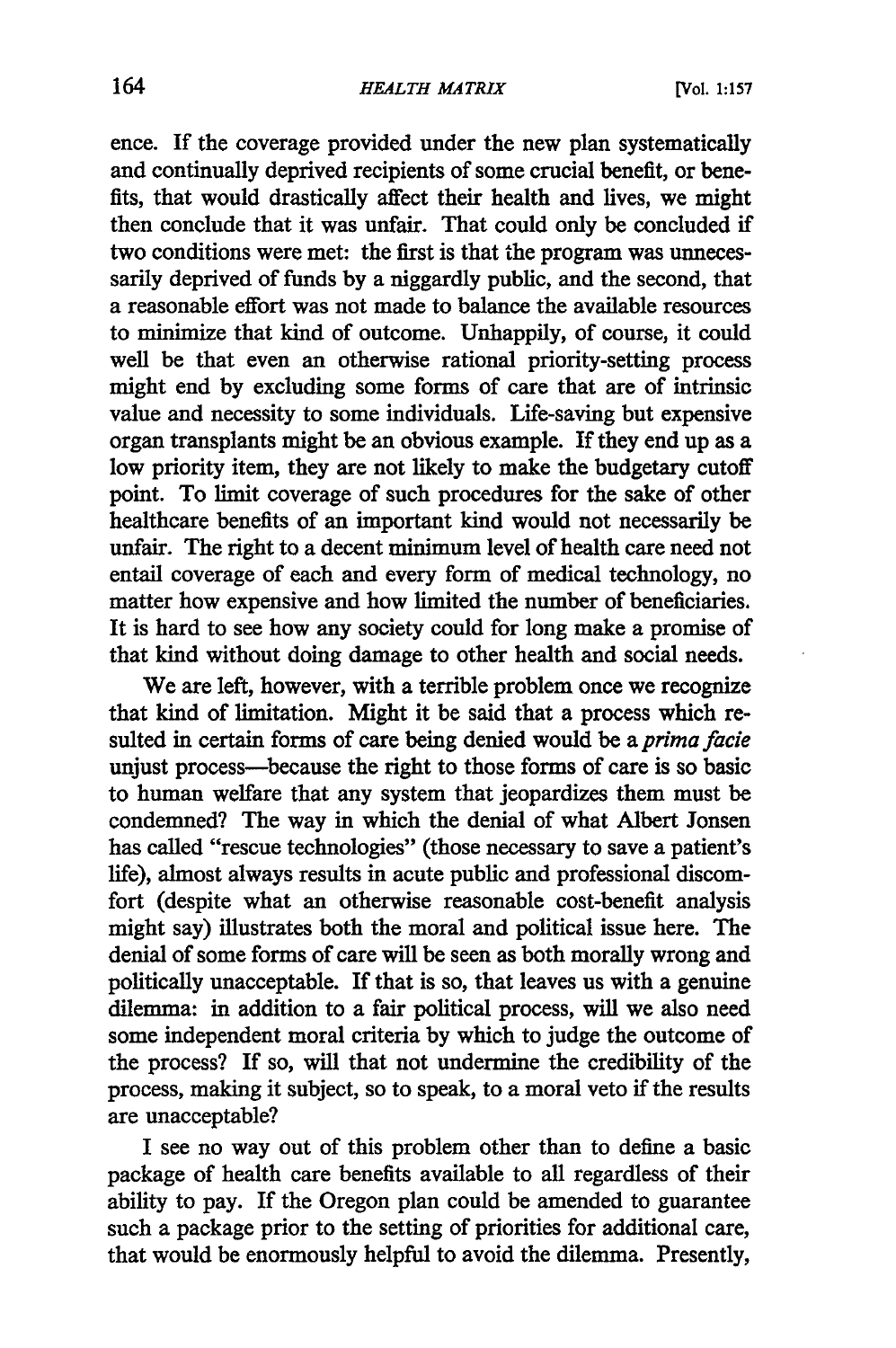ence. If the coverage provided under the new plan systematically and continually deprived recipients of some crucial benefit, or benefits, that would drastically affect their health and lives, we might then conclude that it was unfair. That could only be concluded if two conditions were met: the first is that the program was unnecessarily deprived of funds by a niggardly public, and the second, that a reasonable effort was not made to balance the available resources to minimize that kind of outcome. Unhappily, of course, it could well be that even an otherwise rational priority-setting process might end by excluding some forms of care that are of intrinsic value and necessity to some individuals. Life-saving but expensive organ transplants might be an obvious example. If they end up as a low priority item, they are not likely to make the budgetary cutoff point. To limit coverage of such procedures for the sake of other healthcare benefits of an important kind would not necessarily be unfair. The right to a decent minimum level of health care need not entail coverage of each and every form of medical technology, no matter how expensive and how limited the number of beneficiaries. It is hard to see how any society could for long make a promise of that kind without doing damage to other health and social needs.

We are left, however, with a terrible problem once we recognize that kind of limitation. Might it be said that a process which resulted in certain forms of care being denied would be a *prima facie* unjust process—because the right to those forms of care is so basic to human welfare that any system that jeopardizes them must be condemned? The way in which the denial of what Albert Jonsen has called "rescue technologies" (those necessary to save a patient's life), almost always results in acute public and professional discomfort (despite what an otherwise reasonable cost-benefit analysis might say) illustrates both the moral and political issue here. The denial of some forms of care will be seen as both morally wrong and politically unacceptable. If that is so, that leaves us with a genuine dilemma: in addition to a fair political process, will we also need some independent moral criteria by which to judge the outcome of the process? If so, will that not undermine the credibility of the process, making it subject, so to speak, to a moral veto if the results are unacceptable?

I see no way out of this problem other than to define a basic package of health care benefits available to all regardless of their ability to pay. If the Oregon plan could be amended to guarantee such a package prior to the setting of priorities for additional care, that would be enormously helpful to avoid the dilemma. Presently,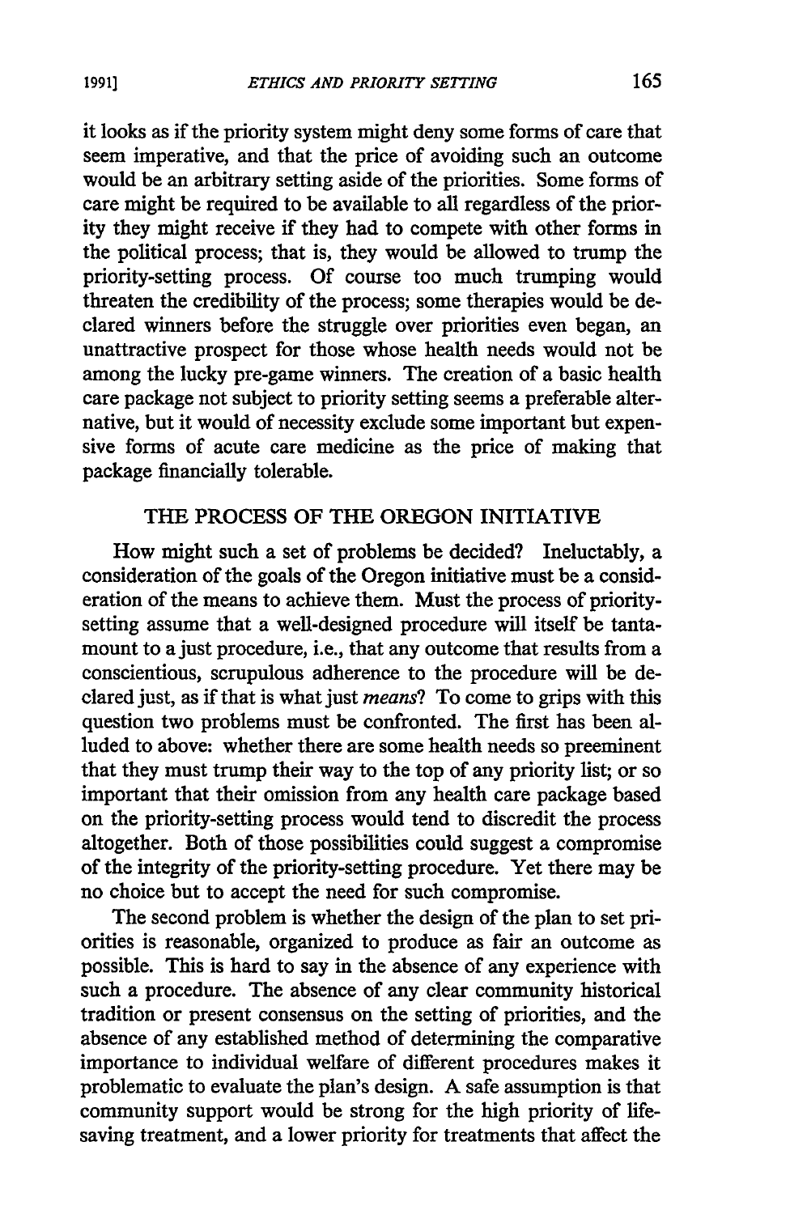it looks as if the priority system might deny some forms of care that seem imperative, and that the price of avoiding such an outcome would be an arbitrary setting aside of the priorities. Some forms of care might be required to be available to all regardless of the priority they might receive if they had to compete with other forms in the political process; that is, they would be allowed to trump the priority-setting process. Of course too much trumping would threaten the credibility of the process; some therapies would be declared winners before the struggle over priorities even began, an unattractive prospect for those whose health needs would not be among the lucky pre-game winners. The creation of a basic health care package not subject to priority setting seems a preferable alternative, but it would of necessity exclude some important but expensive forms of acute care medicine as the price of making that package financially tolerable.

## THE PROCESS OF THE OREGON INITIATIVE

How might such a set of problems be decided? Ineluctably, a consideration of the goals of the Oregon initiative must be a consideration of the means to achieve them. Must the process of priority-setting assume that a well-designed procedure will itself be tantamount to a just procedure, i.e., that any outcome that results from a conscientious, scrupulous adherence to the procedure will be declared just, as if that is what just *means*? To come to grips with this question two problems must be confronted. The first has been alluded to above: whether there are some health needs so preeminent that they must trump their way to the top of any priority list; or so important that their omission from any health care package based on the priority-setting process would tend to discredit the process altogether. Both of those possibilities could suggest a compromise of the integrity of the priority-setting procedure. Yet there may be no choice but to accept the need for such compromise.

The second problem is whether the design of the plan to set priorities is reasonable, organized to produce as fair an outcome as possible. This is hard to say in the absence of any experience with such a procedure. The absence of any clear community historical tradition or present consensus on the setting of priorities, and the absence of any established method of determining the comparative importance to individual welfare of different procedures makes it problematic to evaluate the plan's design. A safe assumption is that community support would be strong for the high priority of life-saving treatment, and a lower priority for treatments that affect the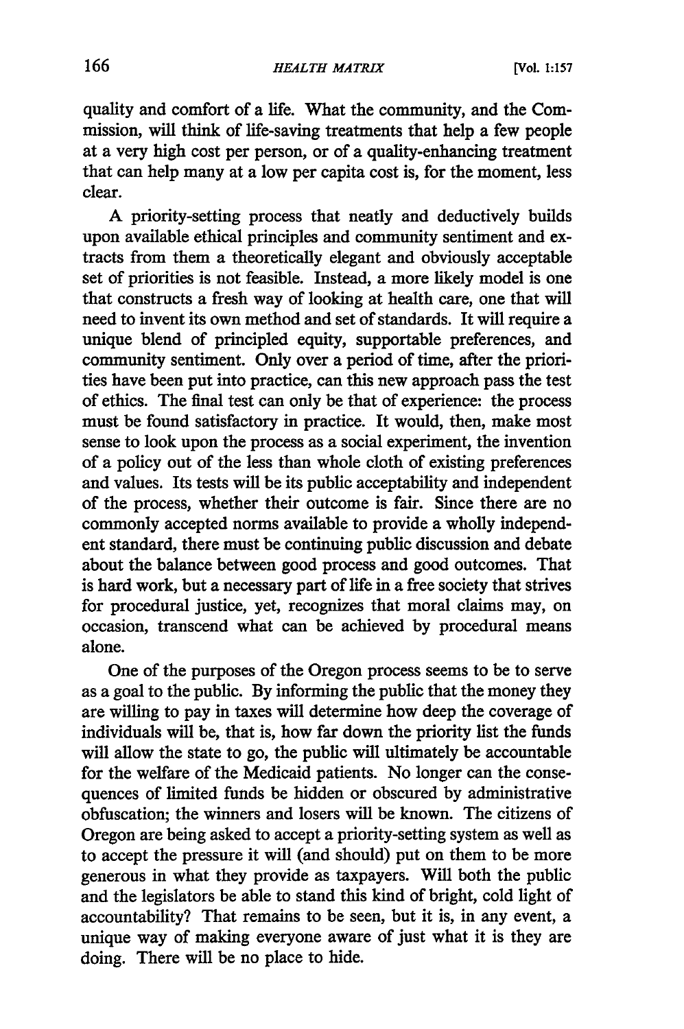quality and comfort of a life. What the community, and the Commission, will think of life-saving treatments that help a few people at a very high cost per person, or of a quality-enhancing treatment that can help many at a low per capita cost is, for the moment, less clear.

A priority-setting process that neatly and deductively builds upon available ethical principles and community sentiment and extracts from them a theoretically elegant and obviously acceptable set of priorities is not feasible. Instead, a more likely model is one that constructs a fresh way of looking at health care, one that will need to invent its own method and set of standards. It will require a unique blend of principled equity, supportable preferences, and community sentiment. Only over a period of time, after the priorities have been put into practice, can this new approach pass the test of ethics. The final test can only be that of experience: the process must be found satisfactory in practice. It would, then, make most sense to look upon the process as a social experiment, the invention of a policy out of the less than whole cloth of existing preferences and values. Its tests will be its public acceptability and independent of the process, whether their outcome is fair. Since there are no commonly accepted norms available to provide a wholly independent standard, there must be continuing public discussion and debate about the balance between good process and good outcomes. That is hard work, but a necessary part of life in a free society that strives for procedural justice, yet, recognizes that moral claims may, on occasion, transcend what can be achieved by procedural means alone.

One of the purposes of the Oregon process seems to be to serve as a goal to the public. By informing the public that the money they are willing to pay in taxes will determine how deep the coverage of individuals will be, that is, how far down the priority list the funds will allow the state to go, the public will ultimately be accountable for the welfare of the Medicaid patients. No longer can the consequences of limited funds be hidden or obscured by administrative obfuscation; the winners and losers will be known. The citizens of Oregon are being asked to accept a priority-setting system as well as to accept the pressure it will (and should) put on them to be more generous in what they provide as taxpayers. Will both the public and the legislators be able to stand this kind of bright, cold light of accountability? That remains to be seen, but it is, in any event, a unique way of making everyone aware of just what it is they are doing. There will be no place to hide.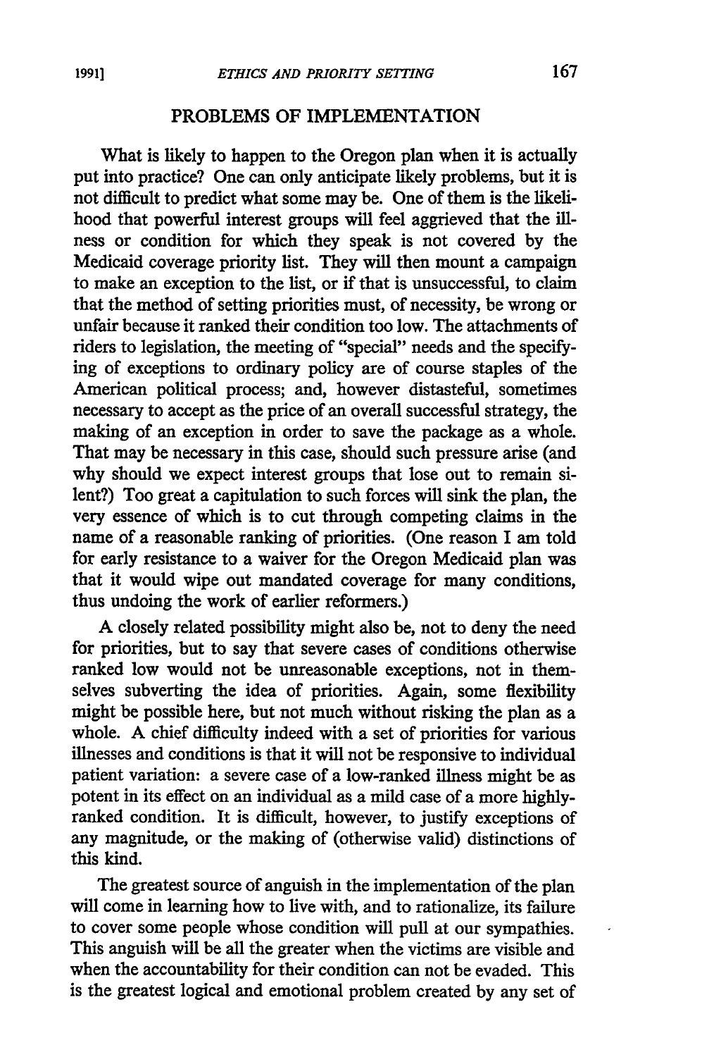## PROBLEMS OF IMPLEMENTATION

What is likely to happen to the Oregon plan when it is actually put into practice? One can only anticipate likely problems, but it is not difficult to predict what some may be. One of them is the likelihood that powerful interest groups will feel aggrieved that the illness or condition for which they speak is not covered by the Medicaid coverage priority list. They will then mount a campaign to make an exception to the list, or if that is unsuccessful, to claim that the method of setting priorities must, of necessity, be wrong or unfair because it ranked their condition too low. The attachments of riders to legislation, the meeting of "special" needs and the specifying of exceptions to ordinary policy are of course staples of the American political process; and, however distasteful, sometimes necessary to accept as the price of an overall successful strategy, the making of an exception in order to save the package as a whole. That may be necessary in this case, should such pressure arise (and why should we expect interest groups that lose out to remain silent?) Too great a capitulation to such forces will sink the plan, the very essence of which is to cut through competing claims in the name of a reasonable ranking of priorities. (One reason I am told for early resistance to a waiver for the Oregon Medicaid plan was that it would wipe out mandated coverage for many conditions, thus undoing the work of earlier reformers.)

A closely related possibility might also be, not to deny the need for priorities, but to say that severe cases of conditions otherwise ranked low would not be unreasonable exceptions, not in themselves subverting the idea of priorities. Again, some flexibility might be possible here, but not much without risking the plan as a whole. A chief difficulty indeed with a set of priorities for various illnesses and conditions is that it will not be responsive to individual patient variation: a severe case of a low-ranked illness might be as potent in its effect on an individual as a mild case of a more highly-ranked condition. It is difficult, however, to justify exceptions of any magnitude, or the making of (otherwise valid) distinctions of this kind.

The greatest source of anguish in the implementation of the plan will come in learning how to live with, and to rationalize, its failure to cover some people whose condition will pull at our sympathies. This anguish will be all the greater when the victims are visible and when the accountability for their condition can not be evaded. This is the greatest logical and emotional problem created by any set of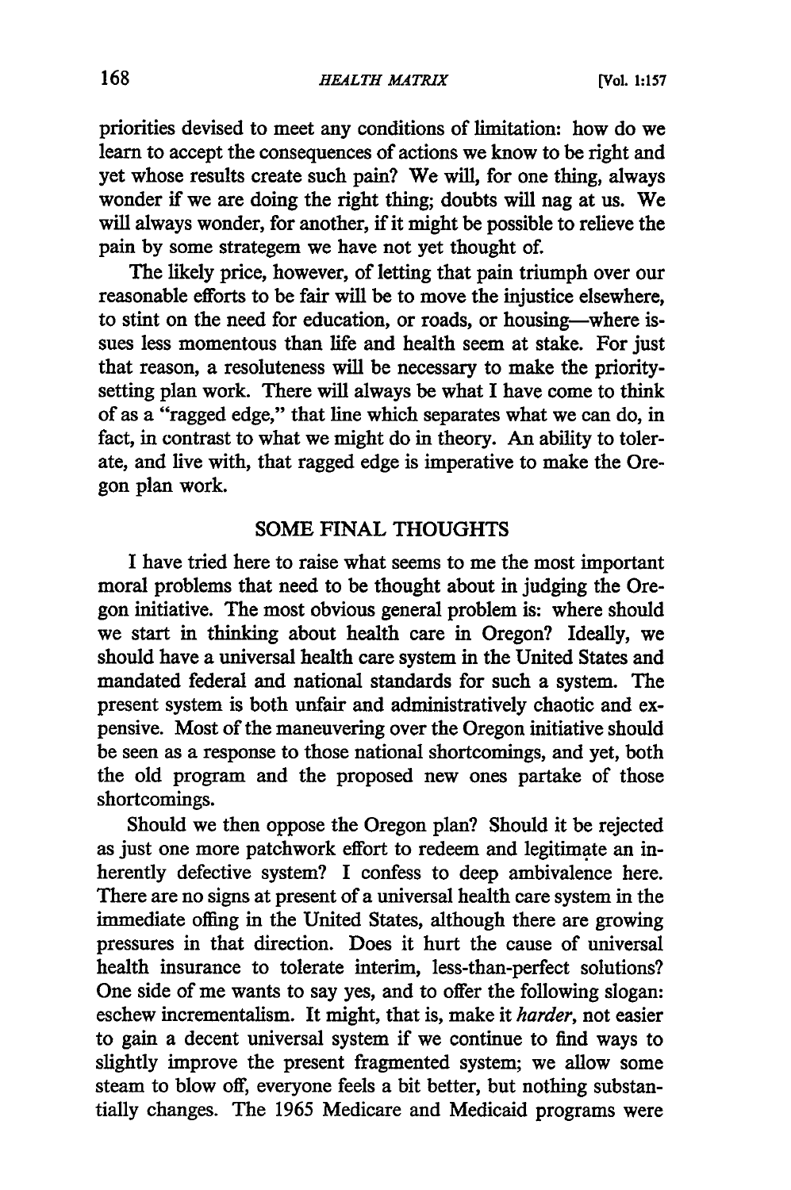priorities devised to meet any conditions of limitation: how do we learn to accept the consequences of actions we know to be right and yet whose results create such pain? We will, for one thing, always wonder if we are doing the right thing; doubts will nag at us. We will always wonder, for another, if it might be possible to relieve the pain by some strategem we have not yet thought of.

The likely price, however, of letting that pain triumph over our reasonable efforts to be fair will be to move the injustice elsewhere, to stint on the need for education, or roads, or housing—where issues less momentous than life and health seem at stake. For just that reason, a resoluteness will be necessary to make the priority-setting plan work. There will always be what I have come to think of as a "ragged edge," that line which separates what we can do, in fact, in contrast to what we might do in theory. An ability to tolerate, and live with, that ragged edge is imperative to make the Oregon plan work.

## SOME FINAL THOUGHTS

I have tried here to raise what seems to me the most important moral problems that need to be thought about in judging the Oregon initiative. The most obvious general problem is: where should we start in thinking about health care in Oregon? Ideally, we should have a universal health care system in the United States and mandated federal and national standards for such a system. The present system is both unfair and administratively chaotic and expensive. Most of the maneuvering over the Oregon initiative should be seen as a response to those national shortcomings, and yet, both the old program and the proposed new ones partake of those shortcomings.

Should we then oppose the Oregon plan? Should it be rejected as just one more patchwork effort to redeem and legitimate an inherently defective system? I confess to deep ambivalence here. There are no signs at present of a universal health care system in the immediate offing in the United States, although there are growing pressures in that direction. Does it hurt the cause of universal health insurance to tolerate interim, less-than-perfect solutions? One side of me wants to say yes, and to offer the following slogan: eschew incrementalism. It might, that is, make it *harder*, not easier to gain a decent universal system if we continue to find ways to slightly improve the present fragmented system; we allow some steam to blow off, everyone feels a bit better, but nothing substantially changes. The 1965 Medicare and Medicaid programs were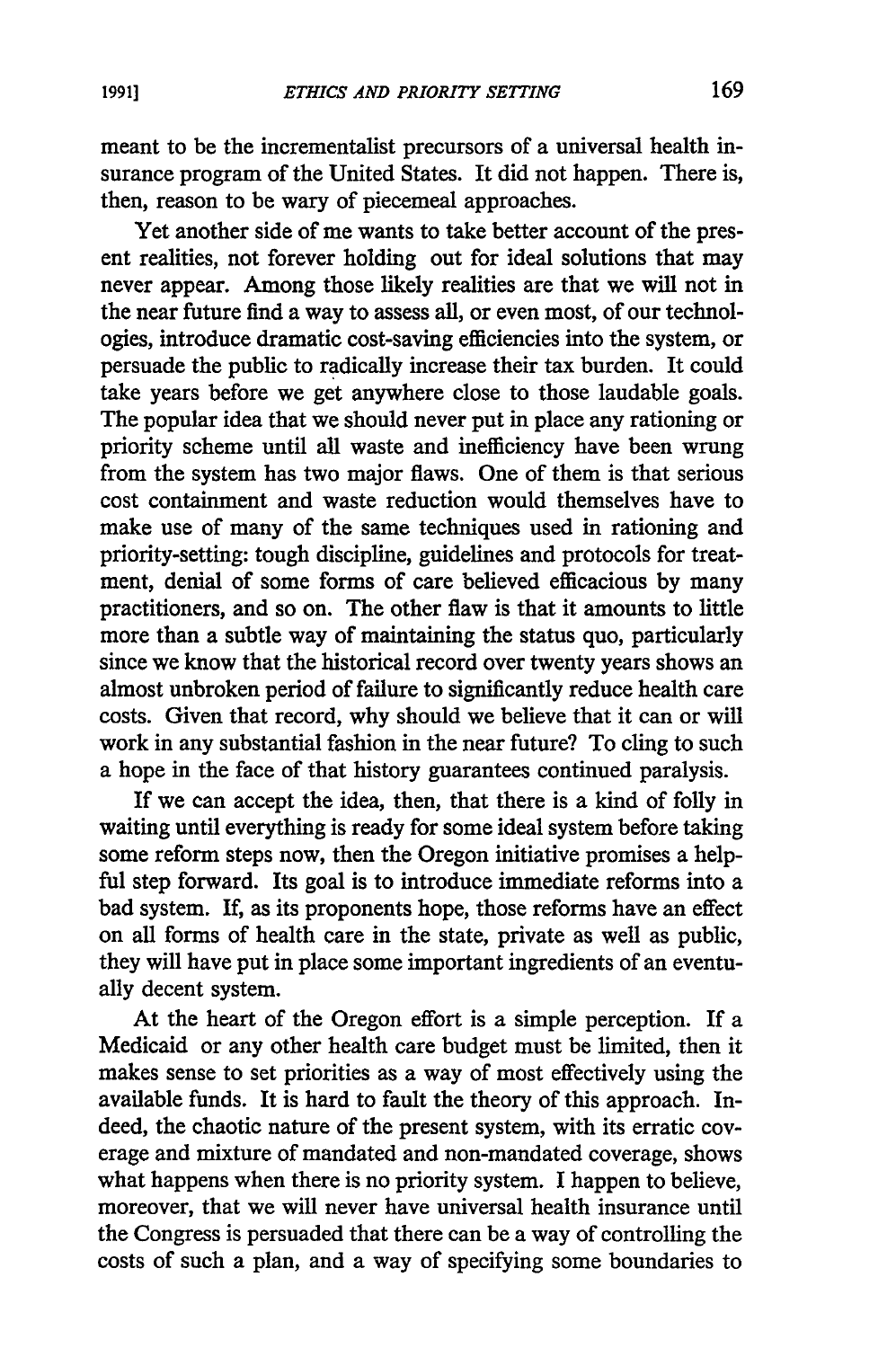meant to be the incrementalist precursors of a universal health insurance program of the United States. It did not happen. There is, then, reason to be wary of piecemeal approaches.

Yet another side of me wants to take better account of the present realities, not forever holding out for ideal solutions that may never appear. Among those likely realities are that we will not in the near future find a way to assess all, or even most, of our technologies, introduce dramatic cost-saving efficiencies into the system, or persuade the public to radically increase their tax burden. It could take years before we get anywhere close to those laudable goals. The popular idea that we should never put in place any rationing or priority scheme until all waste and inefficiency have been wrung from the system has two major flaws. One of them is that serious cost containment and waste reduction would themselves have to make use of many of the same techniques used in rationing and priority-setting: tough discipline, guidelines and protocols for treatment, denial of some forms of care believed efficacious by many practitioners, and so on. The other flaw is that it amounts to little more than a subtle way of maintaining the status quo, particularly since we know that the historical record over twenty years shows an almost unbroken period of failure to significantly reduce health care costs. Given that record, why should we believe that it can or will work in any substantial fashion in the near future? To cling to such a hope in the face of that history guarantees continued paralysis.

If we can accept the idea, then, that there is a kind of folly in waiting until everything is ready for some ideal system before taking some reform steps now, then the Oregon initiative promises a helpful step forward. Its goal is to introduce immediate reforms into a bad system. If, as its proponents hope, those reforms have an effect on all forms of health care in the state, private as well as public, they will have put in place some important ingredients of an eventually decent system.

At the heart of the Oregon effort is a simple perception. If a Medicaid or any other health care budget must be limited, then it makes sense to set priorities as a way of most effectively using the available funds. It is hard to fault the theory of this approach. Indeed, the chaotic nature of the present system, with its erratic coverage and mixture of mandated and non-mandated coverage, shows what happens when there is no priority system. I happen to believe, moreover, that we will never have universal health insurance until the Congress is persuaded that there can be a way of controlling the costs of such a plan, and a way of specifying some boundaries to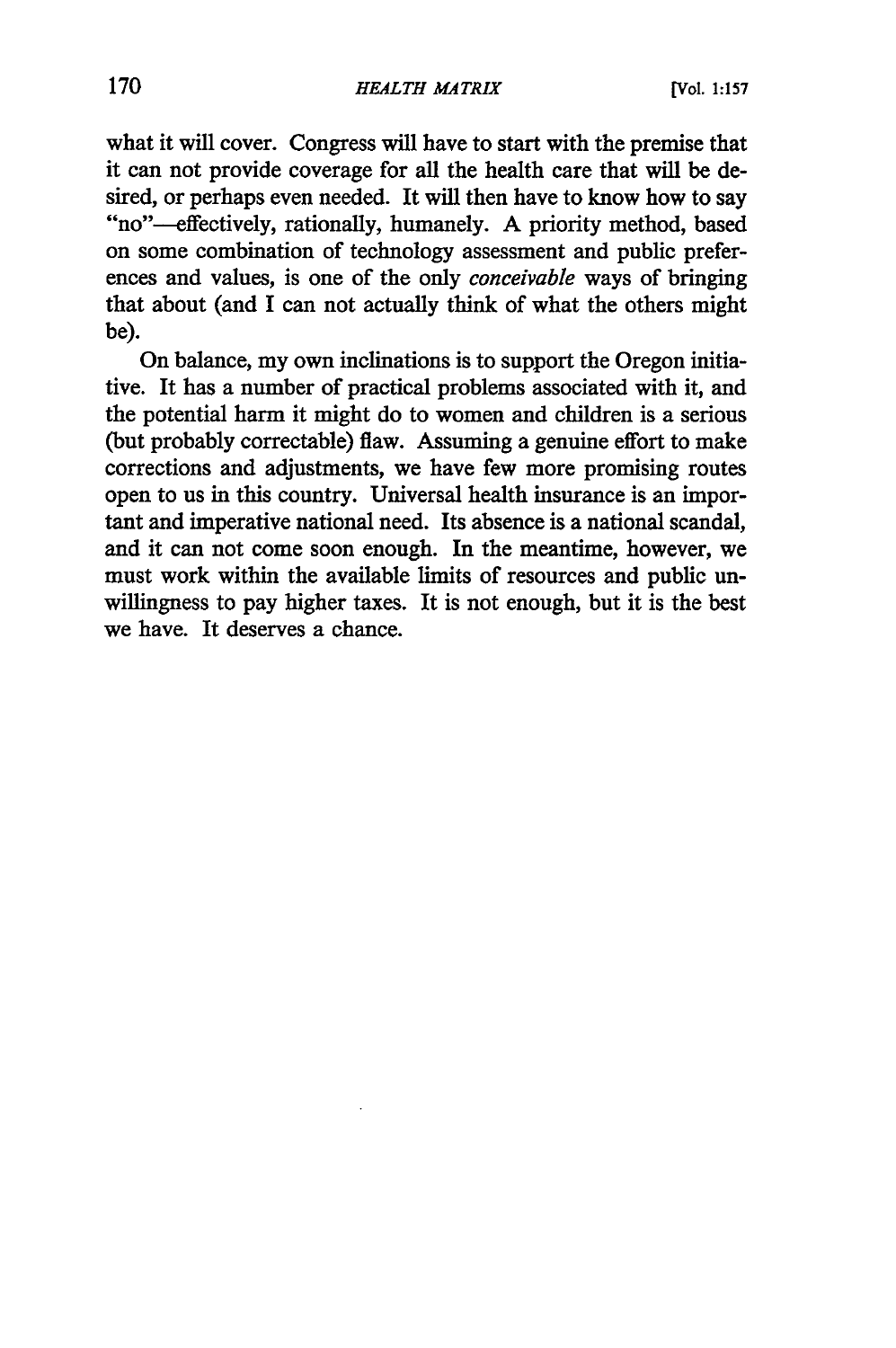what it will cover. Congress will have to start with the premise that it can not provide coverage for all the health care that will be desired, or perhaps even needed. It will then have to know how to say "no"—effectively, rationally, humanely. A priority method, based on some combination of technology assessment and public preferences and values, is one of the only *conceivable* ways of bringing that about (and I can not actually think of what the others might be).

On balance, my own inclinations is to support the Oregon initiative. It has a number of practical problems associated with it, and the potential harm it might do to women and children is a serious (but probably correctable) flaw. Assuming a genuine effort to make corrections and adjustments, we have few more promising routes open to us in this country. Universal health insurance is an important and imperative national need. Its absence is a national scandal, and it can not come soon enough. In the meantime, however, we must work within the available limits of resources and public unwillingness to pay higher taxes. It is not enough, but it is the best we have. It deserves a chance.